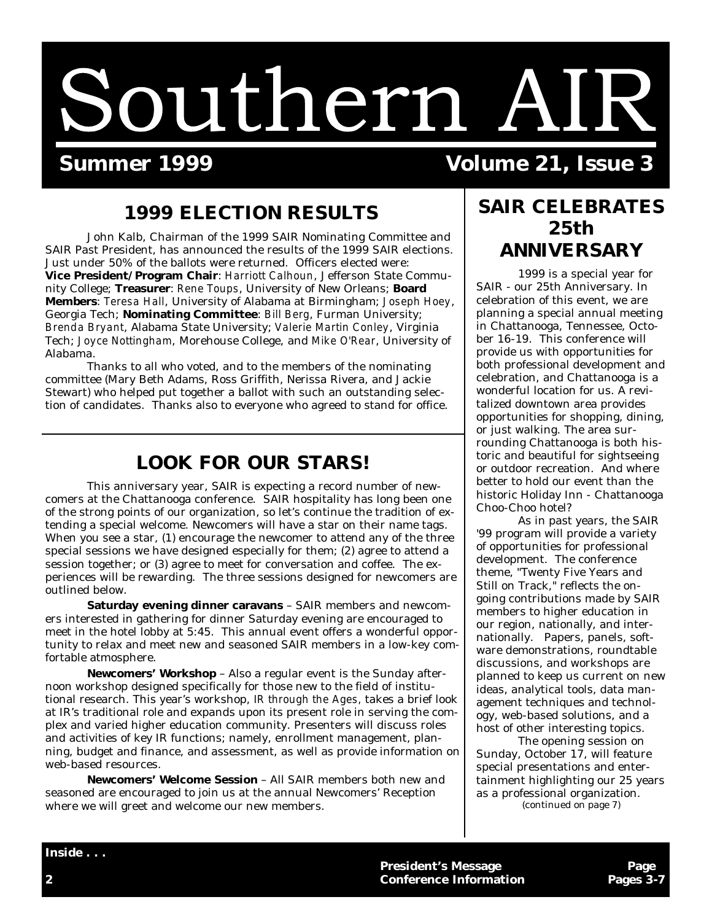# Southern AIR

**Summer 1999** **Volume 21, Issue 3**

## 1999 ELECTION RESULTS

John Kalb, Chairman of the 1999 SAIR Nominating Committee and SAIR Past President, has announced the results of the 1999 SAIR elections. Just under 50% of the ballots were returned. Officers elected were: **Vice President/Program Chair**: *Harriott Calhoun*, Jefferson State Community College; **Treasurer**: *Rene Toups*, University of New Orleans; **Board Members**: *Teresa Hall*, University of Alabama at Birmingham; *Joseph Hoey*, Georgia Tech; **Nominating Committee**: *Bill Berg*, Furman University; *Brenda Bryant*, Alabama State University; *Valerie Martin Conley*, Virginia Tech; *Joyce Nottingham*, Morehouse College, and *Mike O'Rear*, University of Alabama.

Thanks to all who voted, and to the members of the nominating committee (Mary Beth Adams, Ross Griffith, Nerissa Rivera, and Jackie Stewart) who helped put together a ballot with such an outstanding selection of candidates. Thanks also to everyone who agreed to stand for office.

## LOOK FOR OUR STARS!

This anniversary year, SAIR is expecting a record number of newcomers at the Chattanooga conference. SAIR hospitality has long been one of the strong points of our organization, so let's continue the tradition of extending a special welcome. Newcomers will have a star on their name tags. When you see a star, (1) encourage the newcomer to attend any of the three special sessions we have designed especially for them; (2) agree to attend a session together; or (3) agree to meet for conversation and coffee. The experiences will be rewarding. The three sessions designed for newcomers are outlined below.

**Saturday evening dinner caravans** – SAIR members and newcomers interested in gathering for dinner Saturday evening are encouraged to meet in the hotel lobby at 5:45. This annual event offers a wonderful opportunity to relax and meet new and seasoned SAIR members in a low-key comfortable atmosphere.

**Newcomers' Workshop** – Also a regular event is the Sunday afternoon workshop designed specifically for those new to the field of institutional research. This year's workshop, *IR through the Ages*, takes a brief look at IR's traditional role and expands upon its present role in serving the complex and varied higher education community. Presenters will discuss roles and activities of key IR functions; namely, enrollment management, planning, budget and finance, and assessment, as well as provide information on web-based resources.

**Newcomers' Welcome Session** – All SAIR members both new and seasoned are encouraged to join us at the annual Newcomers' Reception where we will greet and welcome our new members.

## SAIR CELEBRATES 25th ANNIVERSARY

1999 is a special year for SAIR - our 25th Anniversary. In celebration of this event, we are planning a special annual meeting in Chattanooga, Tennessee, October 16-19. This conference will provide us with opportunities for both professional development and celebration, and Chattanooga is a wonderful location for us. A revitalized downtown area provides opportunities for shopping, dining, or just walking. The area surrounding Chattanooga is both historic and beautiful for sightseeing or outdoor recreation. And where better to hold our event than the historic Holiday Inn - Chattanooga Choo-Choo hotel?

As in past years, the SAIR '99 program will provide a variety of opportunities for professional development. The conference theme, "Twenty Five Years and Still on Track," reflects the ongoing contributions made by SAIR members to higher education in our region, nationally, and internationally. Papers, panels, software demonstrations, roundtable discussions, and workshops are planned to keep us current on new ideas, analytical tools, data management techniques and technology, web-based solutions, and a host of other interesting topics.

The opening session on Sunday, October 17, will feature special presentations and entertainment highlighting our 25 years as a professional organization.

*(continued on page 7)*

**Inside . . .**

| | Page |
|---|---|
| **President's Message** | **2** |
| **Conference Information** | **Pages 3-7** |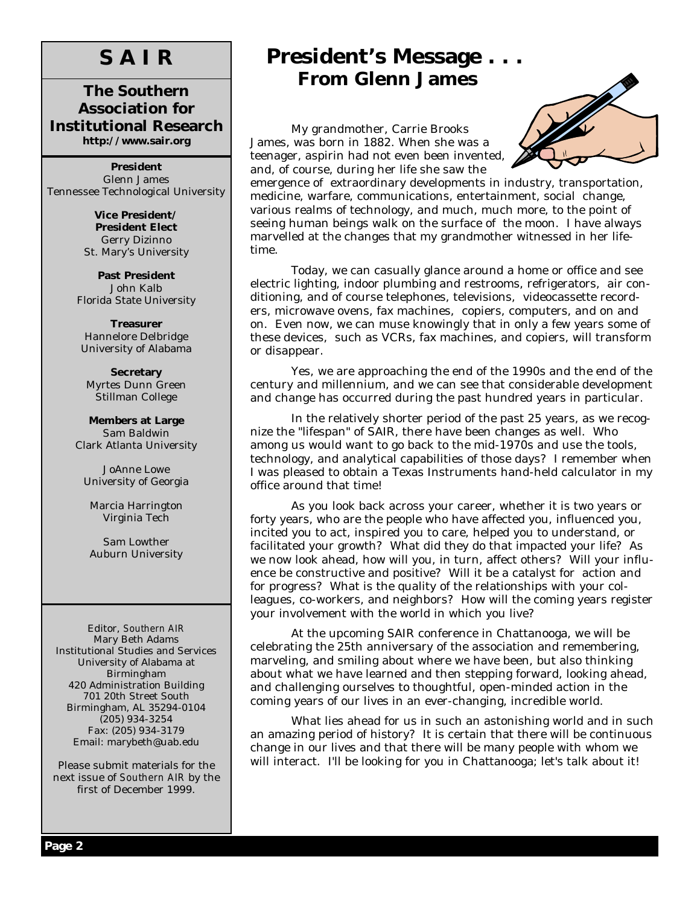# S A I R

## The Southern Association for Institutional Research

**http://www.sair.org**

**President**
Glenn James
Tennessee Technological University

**Vice President/ President Elect**
Gerry Dizinno
St. Mary's University

**Past President**
John Kalb
Florida State University

**Treasurer**
Hannelore Delbridge
University of Alabama

**Secretary**
Myrtes Dunn Green
Stillman College

**Members at Large**
Sam Baldwin
Clark Atlanta University

JoAnne Lowe
University of Georgia

Marcia Harrington
Virginia Tech

Sam Lowther
Auburn University

Editor, *Southern AIR*
Mary Beth Adams
Institutional Studies and Services
University of Alabama at Birmingham
420 Administration Building
701 20th Street South
Birmingham, AL 35294-0104
(205) 934-3254
Fax: (205) 934-3179
Email: marybeth@uab.edu

Please submit materials for the next issue of *Southern AIR* by the first of December 1999.

# President's Message . . .

## From Glenn James

My grandmother, Carrie Brooks James, was born in 1882. When she was a teenager, aspirin had not even been invented, and, of course, during her life she saw the emergence of extraordinary developments in industry, transportation, medicine, warfare, communications, entertainment, social change, various realms of technology, and much, much more, to the point of seeing human beings walk on the surface of the moon. I have always marvelled at the changes that my grandmother witnessed in her lifetime.

Today, we can casually glance around a home or office and see electric lighting, indoor plumbing and restrooms, refrigerators, air conditioning, and of course telephones, televisions, videocassette recorders, microwave ovens, fax machines, copiers, computers, and on and on. Even now, we can muse knowingly that in only a few years some of these devices, such as VCRs, fax machines, and copiers, will transform or disappear.

Yes, we are approaching the end of the 1990s and the end of the century and millennium, and we can see that considerable development and change has occurred during the past hundred years in particular.

In the relatively shorter period of the past 25 years, as we recognize the "lifespan" of SAIR, there have been changes as well. Who among us would want to go back to the mid-1970s and use the tools, technology, and analytical capabilities of those days? I remember when I was pleased to obtain a Texas Instruments hand-held calculator in my office around that time!

As you look back across your career, whether it is two years or forty years, who are the people who have affected you, influenced you, incited you to act, inspired you to care, helped you to understand, or facilitated your growth? What did they do that impacted your life? As we now look ahead, how will you, in turn, affect others? Will your influence be constructive and positive? Will it be a catalyst for action and for progress? What is the quality of the relationships with your colleagues, co-workers, and neighbors? How will the coming years register your involvement with the world in which you live?

At the upcoming SAIR conference in Chattanooga, we will be celebrating the 25th anniversary of the association and remembering, marveling, and smiling about where we have been, but also thinking about what we have learned and then stepping forward, looking ahead, and challenging ourselves to thoughtful, open-minded action in the coming years of our lives in an ever-changing, incredible world.

What lies ahead for us in such an astonishing world and in such an amazing period of history? It is certain that there will be continuous change in our lives and that there will be many people with whom we will interact. I'll be looking for you in Chattanooga; let's talk about it!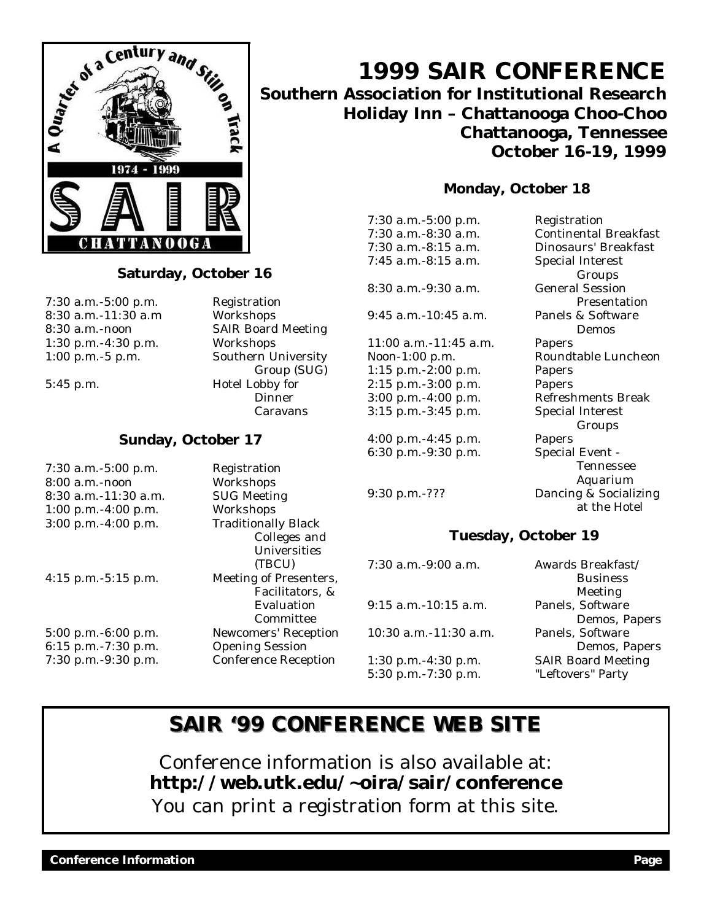# 1999 SAIR CONFERENCE

**Southern Association for Institutional Research**
**Holiday Inn – Chattanooga Choo-Choo**
**Chattanooga, Tennessee**
**October 16-19, 1999**

### Saturday, October 16

| | |
|---|---|
| 7:30 a.m.-5:00 p.m. | Registration |
| 8:30 a.m.-11:30 a.m | Workshops |
| 8:30 a.m.-noon | SAIR Board Meeting |
| 1:30 p.m.-4:30 p.m. | Workshops |
| 1:00 p.m.-5 p.m. | Southern University Group (SUG) |
| 5:45 p.m. | Hotel Lobby for Dinner Caravans |

### Sunday, October 17

| | |
|---|---|
| 7:30 a.m.-5:00 p.m. | Registration |
| 8:00 a.m.-noon | Workshops |
| 8:30 a.m.-11:30 a.m. | SUG Meeting |
| 1:00 p.m.-4:00 p.m. | Workshops |
| 3:00 p.m.-4:00 p.m. | Traditionally Black Colleges and Universities (TBCU) |
| 4:15 p.m.-5:15 p.m. | Meeting of Presenters, Facilitators, & Evaluation Committee |
| 5:00 p.m.-6:00 p.m. | Newcomers' Reception |
| 6:15 p.m.-7:30 p.m. | Opening Session |
| 7:30 p.m.-9:30 p.m. | Conference Reception |

### Monday, October 18

| | |
|---|---|
| 7:30 a.m.-5:00 p.m. | Registration |
| 7:30 a.m.-8:30 a.m. | Continental Breakfast |
| 7:30 a.m.-8:15 a.m. | Dinosaurs' Breakfast |
| 7:45 a.m.-8:15 a.m. | Special Interest Groups |
| 8:30 a.m.-9:30 a.m. | General Session Presentation |
| 9:45 a.m.-10:45 a.m. | Panels & Software Demos |
| 11:00 a.m.-11:45 a.m. | Papers |
| Noon-1:00 p.m. | Roundtable Luncheon |
| 1:15 p.m.-2:00 p.m. | Papers |
| 2:15 p.m.-3:00 p.m. | Papers |
| 3:00 p.m.-4:00 p.m. | Refreshments Break |
| 3:15 p.m.-3:45 p.m. | Special Interest Groups |
| 4:00 p.m.-4:45 p.m. | Papers |
| 6:30 p.m.-9:30 p.m. | Special Event - Tennessee Aquarium |
| 9:30 p.m.-??? | Dancing & Socializing at the Hotel |

### Tuesday, October 19

| | |
|---|---|
| 7:30 a.m.-9:00 a.m. | Awards Breakfast/ Business Meeting |
| 9:15 a.m.-10:15 a.m. | Panels, Software Demos, Papers |
| 10:30 a.m.-11:30 a.m. | Panels, Software Demos, Papers |
| 1:30 p.m.-4:30 p.m. | SAIR Board Meeting |
| 5:30 p.m.-7:30 p.m. | "Leftovers" Party |

## SAIR '99 CONFERENCE WEB SITE

Conference information is also available at:
**http://web.utk.edu/~oira/sair/conference**
You can print a registration form at this site.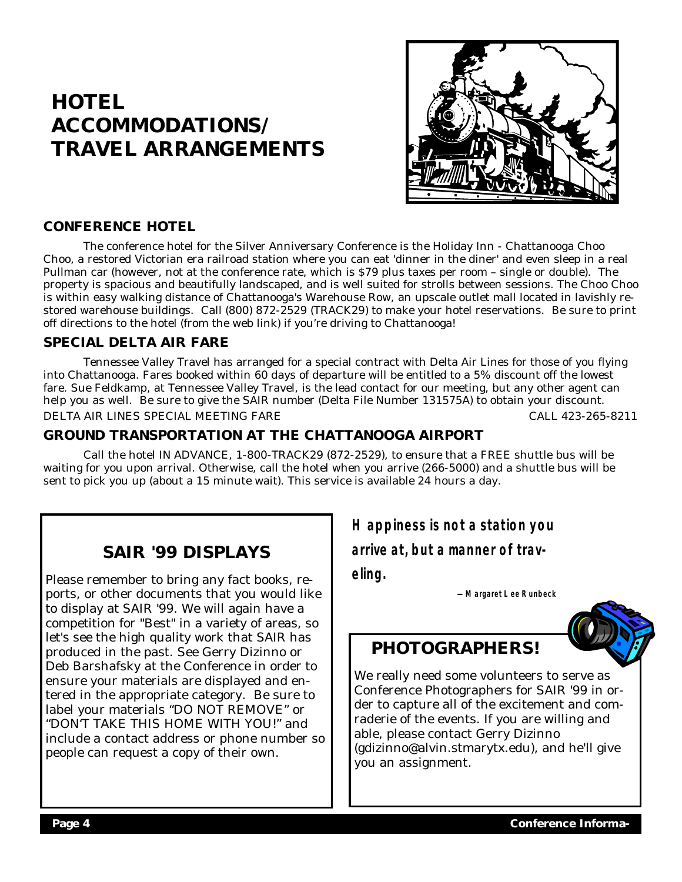# HOTEL ACCOMMODATIONS/ TRAVEL ARRANGEMENTS

## CONFERENCE HOTEL

The conference hotel for the Silver Anniversary Conference is the Holiday Inn - Chattanooga Choo Choo, a restored Victorian era railroad station where you can eat 'dinner in the diner' and even sleep in a real Pullman car (however, not at the conference rate, which is $79 plus taxes per room – single or double). The property is spacious and beautifully landscaped, and is well suited for strolls between sessions. The Choo Choo is within easy walking distance of Chattanooga's Warehouse Row, an upscale outlet mall located in lavishly restored warehouse buildings. Call (800) 872-2529 (TRACK29) to make your hotel reservations. Be sure to print off directions to the hotel (from the web link) if you're driving to Chattanooga!

## SPECIAL DELTA AIR FARE

Tennessee Valley Travel has arranged for a special contract with Delta Air Lines for those of you flying into Chattanooga. Fares booked within 60 days of departure will be entitled to a 5% discount off the lowest fare. Sue Feldkamp, at Tennessee Valley Travel, is the lead contact for our meeting, but any other agent can help you as well. Be sure to give the SAIR number (Delta File Number 131575A) to obtain your discount.

DELTA AIR LINES SPECIAL MEETING FARE — CALL 423-265-8211

## GROUND TRANSPORTATION AT THE CHATTANOOGA AIRPORT

Call the hotel IN ADVANCE, 1-800-TRACK29 (872-2529), to ensure that a FREE shuttle bus will be waiting for you upon arrival. Otherwise, call the hotel when you arrive (266-5000) and a shuttle bus will be sent to pick you up (about a 15 minute wait). This service is available 24 hours a day.

## SAIR '99 DISPLAYS

Please remember to bring any fact books, reports, or other documents that you would like to display at SAIR '99. We will again have a competition for "Best" in a variety of areas, so let's see the high quality work that SAIR has produced in the past. See Gerry Dizinno or Deb Barshafsky at the Conference in order to ensure your materials are displayed and entered in the appropriate category. Be sure to label your materials "DO NOT REMOVE" or "DON'T TAKE THIS HOME WITH YOU!" and include a contact address or phone number so people can request a copy of their own.

***Happiness is not a station you arrive at, but a manner of traveling.***

**—Margaret Lee Runbeck**

## PHOTOGRAPHERS!

We really need some volunteers to serve as Conference Photographers for SAIR '99 in order to capture all of the excitement and comraderie of the events. If you are willing and able, please contact Gerry Dizinno (gdizinno@alvin.stmarytx.edu), and he'll give you an assignment.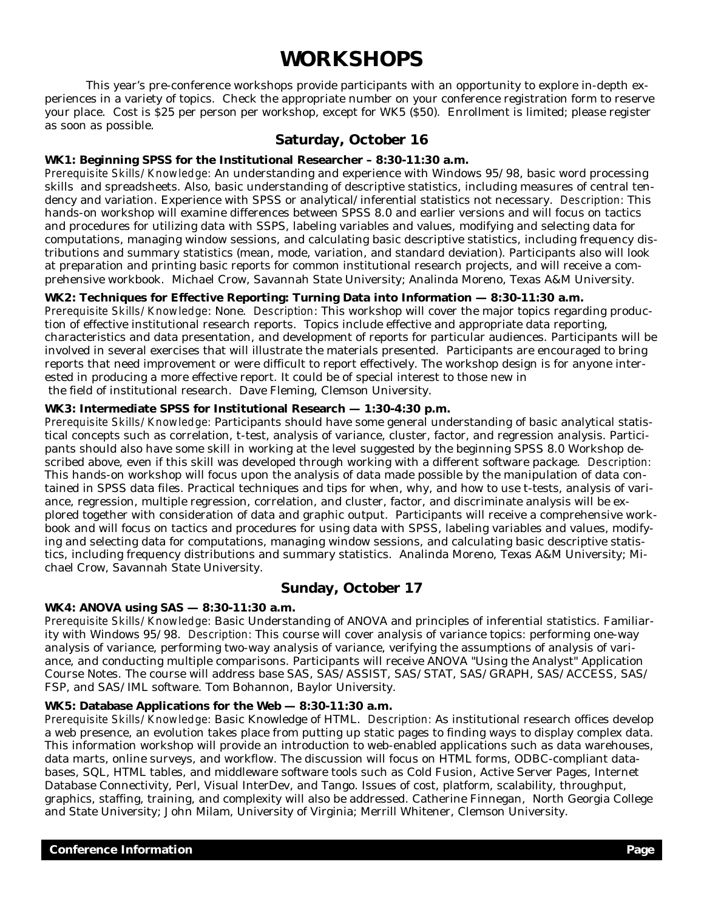# WORKSHOPS

This year's pre-conference workshops provide participants with an opportunity to explore in-depth experiences in a variety of topics. Check the appropriate number on your conference registration form to reserve your place. Cost is $25 per person per workshop, except for WK5 ($50). Enrollment is limited; please register as soon as possible.

## Saturday, October 16

**WK1: Beginning SPSS for the Institutional Researcher – 8:30-11:30 a.m.**

*Prerequisite Skills/Knowledge:* An understanding and experience with Windows 95/98, basic word processing skills and spreadsheets. Also, basic understanding of descriptive statistics, including measures of central tendency and variation. Experience with SPSS or analytical/inferential statistics not necessary. *Description:* This hands-on workshop will examine differences between SPSS 8.0 and earlier versions and will focus on tactics and procedures for utilizing data with SSPS, labeling variables and values, modifying and selecting data for computations, managing window sessions, and calculating basic descriptive statistics, including frequency distributions and summary statistics (mean, mode, variation, and standard deviation). Participants also will look at preparation and printing basic reports for common institutional research projects, and will receive a comprehensive workbook. Michael Crow, Savannah State University; Analinda Moreno, Texas A&M University.

**WK2: Techniques for Effective Reporting: Turning Data into Information — 8:30-11:30 a.m.**

*Prerequisite Skills/Knowledge:* None. *Description:* This workshop will cover the major topics regarding production of effective institutional research reports. Topics include effective and appropriate data reporting, characteristics and data presentation, and development of reports for particular audiences. Participants will be involved in several exercises that will illustrate the materials presented. Participants are encouraged to bring reports that need improvement or were difficult to report effectively. The workshop design is for anyone interested in producing a more effective report. It could be of special interest to those new in the field of institutional research. Dave Fleming, Clemson University.

**WK3: Intermediate SPSS for Institutional Research — 1:30-4:30 p.m.**

*Prerequisite Skills/Knowledge:* Participants should have some general understanding of basic analytical statistical concepts such as correlation, t-test, analysis of variance, cluster, factor, and regression analysis. Participants should also have some skill in working at the level suggested by the beginning SPSS 8.0 Workshop described above, even if this skill was developed through working with a different software package. *Description:* This hands-on workshop will focus upon the analysis of data made possible by the manipulation of data contained in SPSS data files. Practical techniques and tips for when, why, and how to use t-tests, analysis of variance, regression, multiple regression, correlation, and cluster, factor, and discriminate analysis will be explored together with consideration of data and graphic output. Participants will receive a comprehensive workbook and will focus on tactics and procedures for using data with SPSS, labeling variables and values, modifying and selecting data for computations, managing window sessions, and calculating basic descriptive statistics, including frequency distributions and summary statistics. Analinda Moreno, Texas A&M University; Michael Crow, Savannah State University.

## Sunday, October 17

**WK4: ANOVA using SAS — 8:30-11:30 a.m.**

*Prerequisite Skills/Knowledge:* Basic Understanding of ANOVA and principles of inferential statistics. Familiarity with Windows 95/98. *Description:* This course will cover analysis of variance topics: performing one-way analysis of variance, performing two-way analysis of variance, verifying the assumptions of analysis of variance, and conducting multiple comparisons. Participants will receive ANOVA "Using the Analyst" Application Course Notes. The course will address base SAS, SAS/ASSIST, SAS/STAT, SAS/GRAPH, SAS/ACCESS, SAS/FSP, and SAS/IML software. Tom Bohannon, Baylor University.

**WK5: Database Applications for the Web — 8:30-11:30 a.m.**

*Prerequisite Skills/Knowledge:* Basic Knowledge of HTML. *Description:* As institutional research offices develop a web presence, an evolution takes place from putting up static pages to finding ways to display complex data. This information workshop will provide an introduction to web-enabled applications such as data warehouses, data marts, online surveys, and workflow. The discussion will focus on HTML forms, ODBC-compliant databases, SQL, HTML tables, and middleware software tools such as Cold Fusion, Active Server Pages, Internet Database Connectivity, Perl, Visual InterDev, and Tango. Issues of cost, platform, scalability, throughput, graphics, staffing, training, and complexity will also be addressed. Catherine Finnegan, North Georgia College and State University; John Milam, University of Virginia; Merrill Whitener, Clemson University.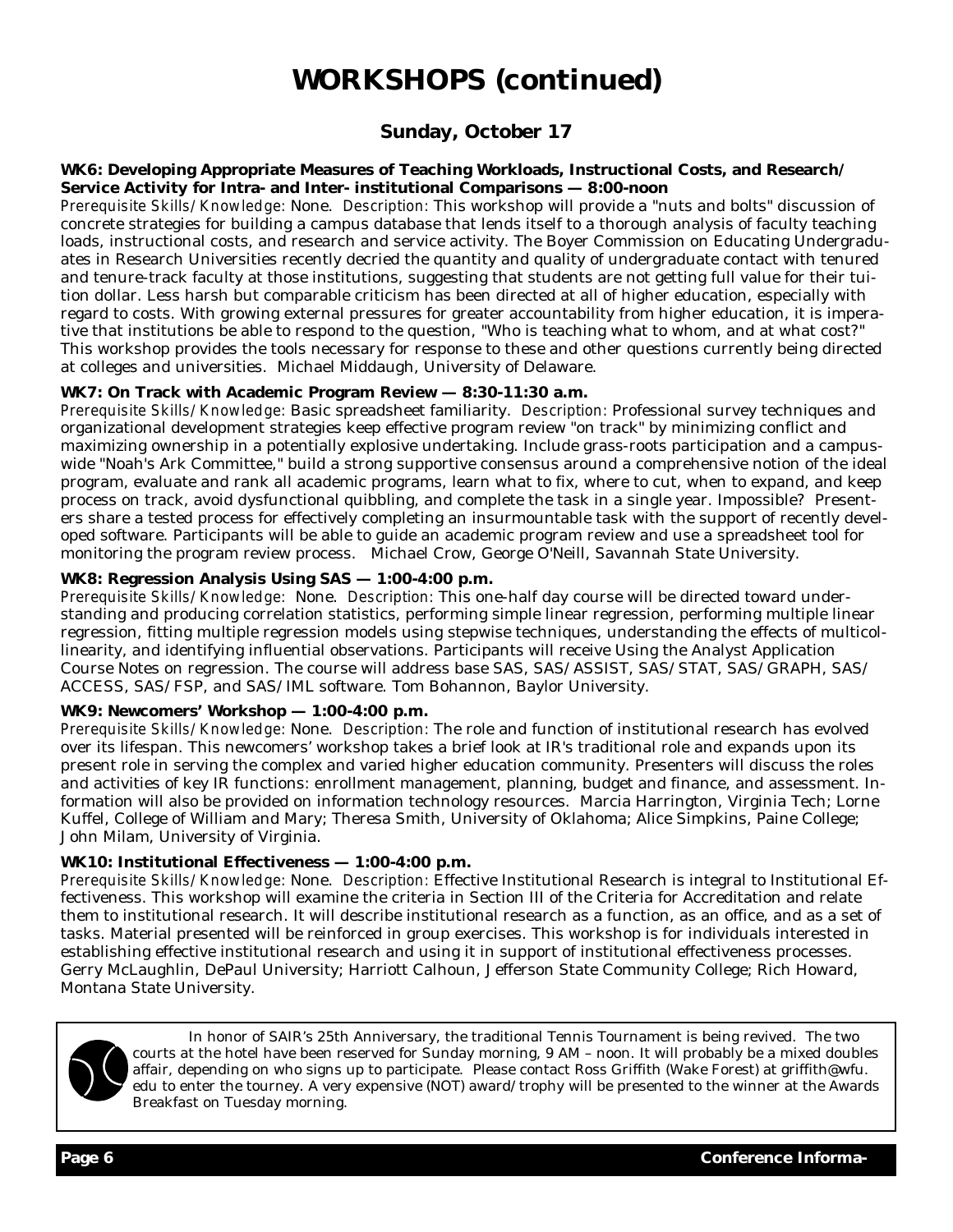# WORKSHOPS (continued)

## Sunday, October 17

**WK6: Developing Appropriate Measures of Teaching Workloads, Instructional Costs, and Research/Service Activity for Intra- and Inter- institutional Comparisons — 8:00-noon**

*Prerequisite Skills/Knowledge:* None. *Description:* This workshop will provide a "nuts and bolts" discussion of concrete strategies for building a campus database that lends itself to a thorough analysis of faculty teaching loads, instructional costs, and research and service activity. The Boyer Commission on Educating Undergraduates in Research Universities recently decried the quantity and quality of undergraduate contact with tenured and tenure-track faculty at those institutions, suggesting that students are not getting full value for their tuition dollar. Less harsh but comparable criticism has been directed at all of higher education, especially with regard to costs. With growing external pressures for greater accountability from higher education, it is imperative that institutions be able to respond to the question, "Who is teaching what to whom, and at what cost?" This workshop provides the tools necessary for response to these and other questions currently being directed at colleges and universities. Michael Middaugh, University of Delaware.

**WK7: On Track with Academic Program Review — 8:30-11:30 a.m.**

*Prerequisite Skills/Knowledge:* Basic spreadsheet familiarity. *Description:* Professional survey techniques and organizational development strategies keep effective program review "on track" by minimizing conflict and maximizing ownership in a potentially explosive undertaking. Include grass-roots participation and a campus-wide "Noah's Ark Committee," build a strong supportive consensus around a comprehensive notion of the ideal program, evaluate and rank all academic programs, learn what to fix, where to cut, when to expand, and keep process on track, avoid dysfunctional quibbling, and complete the task in a single year. Impossible? Presenters share a tested process for effectively completing an insurmountable task with the support of recently developed software. Participants will be able to guide an academic program review and use a spreadsheet tool for monitoring the program review process. Michael Crow, George O'Neill, Savannah State University.

**WK8: Regression Analysis Using SAS — 1:00-4:00 p.m.**

*Prerequisite Skills/Knowledge:* None. *Description:* This one-half day course will be directed toward understanding and producing correlation statistics, performing simple linear regression, performing multiple linear regression, fitting multiple regression models using stepwise techniques, understanding the effects of multicollinearity, and identifying influential observations. Participants will receive Using the Analyst Application Course Notes on regression. The course will address base SAS, SAS/ASSIST, SAS/STAT, SAS/GRAPH, SAS/ACCESS, SAS/FSP, and SAS/IML software. Tom Bohannon, Baylor University.

**WK9: Newcomers' Workshop — 1:00-4:00 p.m.**

*Prerequisite Skills/Knowledge:* None. *Description:* The role and function of institutional research has evolved over its lifespan. This newcomers' workshop takes a brief look at IR's traditional role and expands upon its present role in serving the complex and varied higher education community. Presenters will discuss the roles and activities of key IR functions: enrollment management, planning, budget and finance, and assessment. Information will also be provided on information technology resources. Marcia Harrington, Virginia Tech; Lorne Kuffel, College of William and Mary; Theresa Smith, University of Oklahoma; Alice Simpkins, Paine College; John Milam, University of Virginia.

**WK10: Institutional Effectiveness — 1:00-4:00 p.m.**

*Prerequisite Skills/Knowledge:* None. *Description:* Effective Institutional Research is integral to Institutional Effectiveness. This workshop will examine the criteria in Section III of the Criteria for Accreditation and relate them to institutional research. It will describe institutional research as a function, as an office, and as a set of tasks. Material presented will be reinforced in group exercises. This workshop is for individuals interested in establishing effective institutional research and using it in support of institutional effectiveness processes. Gerry McLaughlin, DePaul University; Harriott Calhoun, Jefferson State Community College; Rich Howard, Montana State University.

In honor of SAIR's 25th Anniversary, the traditional Tennis Tournament is being revived. The two courts at the hotel have been reserved for Sunday morning, 9 AM – noon. It will probably be a mixed doubles affair, depending on who signs up to participate. Please contact Ross Griffith (Wake Forest) at griffith@wfu.edu to enter the tourney. A very expensive (NOT) award/trophy will be presented to the winner at the Awards Breakfast on Tuesday morning.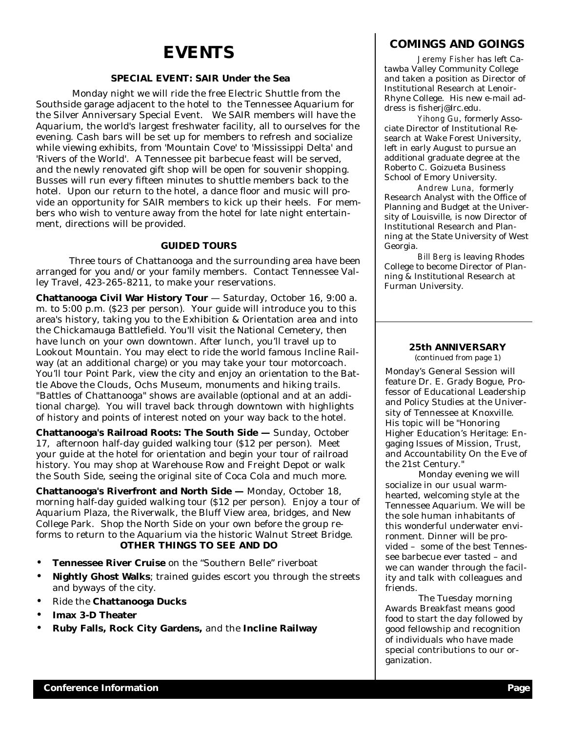# EVENTS

### SPECIAL EVENT: SAIR Under the Sea

Monday night we will ride the free Electric Shuttle from the Southside garage adjacent to the hotel to the Tennessee Aquarium for the Silver Anniversary Special Event. We SAIR members will have the Aquarium, the world's largest freshwater facility, all to ourselves for the evening. Cash bars will be set up for members to refresh and socialize while viewing exhibits, from 'Mountain Cove' to 'Mississippi Delta' and 'Rivers of the World'. A Tennessee pit barbecue feast will be served, and the newly renovated gift shop will be open for souvenir shopping. Busses will run every fifteen minutes to shuttle members back to the hotel. Upon our return to the hotel, a dance floor and music will provide an opportunity for SAIR members to kick up their heels. For members who wish to venture away from the hotel for late night entertainment, directions will be provided.

### GUIDED TOURS

Three tours of Chattanooga and the surrounding area have been arranged for you and/or your family members. Contact Tennessee Valley Travel, 423-265-8211, to make your reservations.

**Chattanooga Civil War History Tour** — Saturday, October 16, 9:00 a.m. to 5:00 p.m. ($23 per person). Your guide will introduce you to this area's history, taking you to the Exhibition & Orientation area and into the Chickamauga Battlefield. You'll visit the National Cemetery, then have lunch on your own downtown. After lunch, you'll travel up to Lookout Mountain. You may elect to ride the world famous Incline Railway (at an additional charge) or you may take your tour motorcoach. You'll tour Point Park, view the city and enjoy an orientation to the Battle Above the Clouds, Ochs Museum, monuments and hiking trails. "Battles of Chattanooga" shows are available (optional and at an additional charge). You will travel back through downtown with highlights of history and points of interest noted on your way back to the hotel.

**Chattanooga's Railroad Roots: The South Side —** Sunday, October 17, afternoon half-day guided walking tour ($12 per person). Meet your guide at the hotel for orientation and begin your tour of railroad history. You may shop at Warehouse Row and Freight Depot or walk the South Side, seeing the original site of Coca Cola and much more.

**Chattanooga's Riverfront and North Side —** Monday, October 18, morning half-day guided walking tour ($12 per person). Enjoy a tour of Aquarium Plaza, the Riverwalk, the Bluff View area, bridges, and New College Park. Shop the North Side on your own before the group re-forms to return to the Aquarium via the historic Walnut Street Bridge.

### OTHER THINGS TO SEE AND DO

- **Tennessee River Cruise** on the "Southern Belle" riverboat
- **Nightly Ghost Walks**; trained guides escort you through the streets and byways of the city.
- Ride the **Chattanooga Ducks**
- **Imax 3-D Theater**
- **Ruby Falls, Rock City Gardens,** and the **Incline Railway**

## COMINGS AND GOINGS

*Jeremy Fisher* has left Catawba Valley Community College and taken a position as Director of Institutional Research at Lenoir-Rhyne College. His new e-mail address is fisherj@lrc.edu.

*Yihong Gu*, formerly Associate Director of Institutional Research at Wake Forest University, left in early August to pursue an additional graduate degree at the Roberto C. Goizueta Business School of Emory University.

*Andrew Luna*, formerly Research Analyst with the Office of Planning and Budget at the University of Louisville, is now Director of Institutional Research and Planning at the State University of West Georgia.

*Bill Berg* is leaving Rhodes College to become Director of Planning & Institutional Research at Furman University.

### 25th ANNIVERSARY
*(continued from page 1)*

Monday's General Session will feature Dr. E. Grady Bogue, Professor of Educational Leadership and Policy Studies at the University of Tennessee at Knoxville. His topic will be "Honoring Higher Education's Heritage: Engaging Issues of Mission, Trust, and Accountability On the Eve of the 21st Century."

Monday evening we will socialize in our usual warm-hearted, welcoming style at the Tennessee Aquarium. We will be the sole human inhabitants of this wonderful underwater environment. Dinner will be provided – some of the best Tennessee barbecue ever tasted – and we can wander through the facility and talk with colleagues and friends.

The Tuesday morning Awards Breakfast means good food to start the day followed by good fellowship and recognition of individuals who have made special contributions to our organization.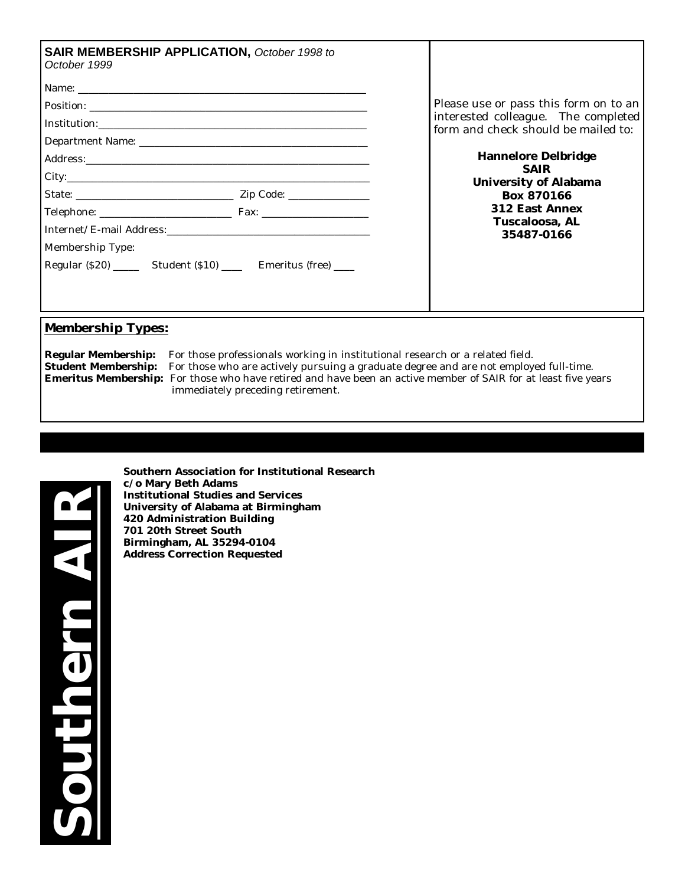**SAIR MEMBERSHIP APPLICATION,** *October 1998 to October 1999*

Name: ____________________________________________

Position: ____________________________________________

Institution: ____________________________________________

Department Name: ____________________________________________

Address: ____________________________________________

City: ____________________________________________

State: ______________________ Zip Code: ____________

Telephone: ____________________ Fax: ________________

Internet/E-mail Address: ______________________________

Membership Type:

Regular ($20) _____ Student ($10) ____ Emeritus (free) ____

Please use or pass this form on to an interested colleague. The completed form and check should be mailed to:

**Hannelore Delbridge**
**SAIR**
**University of Alabama**
**Box 870166**
**312 East Annex**
**Tuscaloosa, AL**
**35487-0166**

## Membership Types:

**Regular Membership:** For those professionals working in institutional research or a related field.
**Student Membership:** For those who are actively pursuing a graduate degree and are not employed full-time.
**Emeritus Membership:** For those who have retired and have been an active member of SAIR for at least five years immediately preceding retirement.

**Southern AIR**

**Southern Association for Institutional Research**
**c/o Mary Beth Adams**
**Institutional Studies and Services**
**University of Alabama at Birmingham**
**420 Administration Building**
**701 20th Street South**
**Birmingham, AL 35294-0104**
**Address Correction Requested**